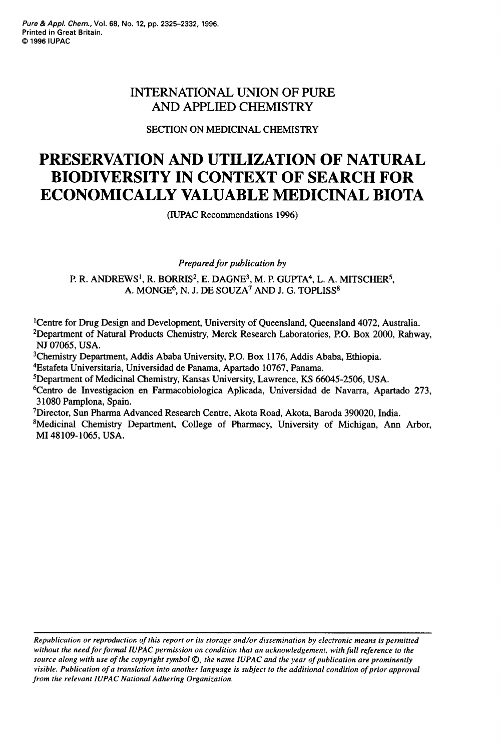# INTERNATIONAL UNION OF PURE AND APPLIED CHEMISTRY

## SECTION ON MEDICINAL CHEMISTRY

# PRESERVATION AND UTILIZATION OF NATURAL BIODIVERSITY IN CONTEXT OF SEARCH FOR ECONOMICALLY VALUABLE MEDICINAL BIOTA

(IUPAC Recommendations 1996)

*Prepared for publication by*

P. R. ANDREWS[1], R. BORRIS[2], E. DAGNE[3], M. P. GUPTA[4], L. A. MITSCHER[5], A. MONGE[6], N. J. DE SOUZA[7] AND J. G. TOPLISS[8]

[1]Centre for Drug Design and Development, University of Queensland, Queensland 4072, Australia.
[2]Department of Natural Products Chemistry, Merck Research Laboratories, P.O. Box 2000, Rahway, NJ 07065, USA.
[3]Chemistry Department, Addis Ababa University, P.O. Box 1176, Addis Ababa, Ethiopia.
[4]Estafeta Universitaria, Universidad de Panama, Apartado 10767, Panama.
[5]Department of Medicinal Chemistry, Kansas University, Lawrence, KS 66045-2506, USA.
[6]Centro de Investigacion en Farmacobiologica Aplicada, Universidad de Navarra, Apartado 273, 31080 Pamplona, Spain.
[7]Director, Sun Pharma Advanced Research Centre, Akota Road, Akota, Baroda 390020, India.
[8]Medicinal Chemistry Department, College of Pharmacy, University of Michigan, Ann Arbor, MI 48109-1065, USA.

*Republication or reproduction of this report or its storage and/or dissemination by electronic means is permitted without the need for formal IUPAC permission on condition that an acknowledgement, with full reference to the source along with use of the copyright symbol ©, the name IUPAC and the year of publication are prominently visible. Publication of a translation into another language is subject to the additional condition of prior approval from the relevant IUPAC National Adhering Organization.*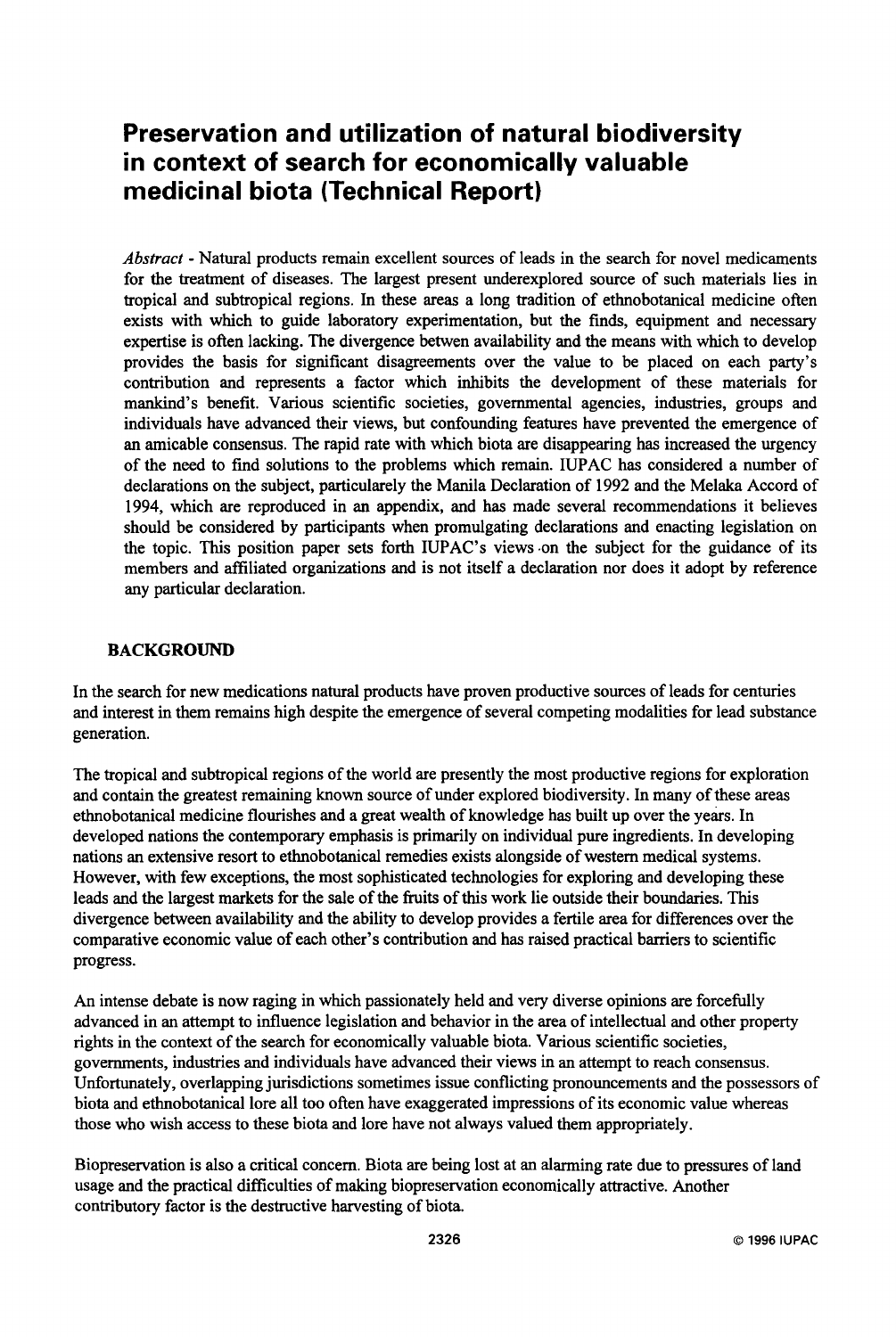# Preservation and utilization of natural biodiversity in context of search for economically valuable medicinal biota (Technical Report)

*Abstract* - Natural products remain excellent sources of leads in the search for novel medicaments for the treatment of diseases. The largest present underexplored source of such materials lies in tropical and subtropical regions. In these areas a long tradition of ethnobotanical medicine often exists with which to guide laboratory experimentation, but the finds, equipment and necessary expertise is often lacking. The divergence betwen availability and the means with which to develop provides the basis for significant disagreements over the value to be placed on each party's contribution and represents a factor which inhibits the development of these materials for mankind's benefit. Various scientific societies, governmental agencies, industries, groups and individuals have advanced their views, but confounding features have prevented the emergence of an amicable consensus. The rapid rate with which biota are disappearing has increased the urgency of the need to find solutions to the problems which remain. IUPAC has considered a number of declarations on the subject, particularely the Manila Declaration of 1992 and the Melaka Accord of 1994, which are reproduced in an appendix, and has made several recommendations it believes should be considered by participants when promulgating declarations and enacting legislation on the topic. This position paper sets forth IUPAC's views on the subject for the guidance of its members and affiliated organizations and is not itself a declaration nor does it adopt by reference any particular declaration.

## BACKGROUND

In the search for new medications natural products have proven productive sources of leads for centuries and interest in them remains high despite the emergence of several competing modalities for lead substance generation.

The tropical and subtropical regions of the world are presently the most productive regions for exploration and contain the greatest remaining known source of under explored biodiversity. In many of these areas ethnobotanical medicine flourishes and a great wealth of knowledge has built up over the years. In developed nations the contemporary emphasis is primarily on individual pure ingredients. In developing nations an extensive resort to ethnobotanical remedies exists alongside of western medical systems. However, with few exceptions, the most sophisticated technologies for exploring and developing these leads and the largest markets for the sale of the fruits of this work lie outside their boundaries. This divergence between availability and the ability to develop provides a fertile area for differences over the comparative economic value of each other's contribution and has raised practical barriers to scientific progress.

An intense debate is now raging in which passionately held and very diverse opinions are forcefully advanced in an attempt to influence legislation and behavior in the area of intellectual and other property rights in the context of the search for economically valuable biota. Various scientific societies, governments, industries and individuals have advanced their views in an attempt to reach consensus. Unfortunately, overlapping jurisdictions sometimes issue conflicting pronouncements and the possessors of biota and ethnobotanical lore all too often have exaggerated impressions of its economic value whereas those who wish access to these biota and lore have not always valued them appropriately.

Biopreservation is also a critical concern. Biota are being lost at an alarming rate due to pressures of land usage and the practical difficulties of making biopreservation economically attractive. Another contributory factor is the destructive harvesting of biota.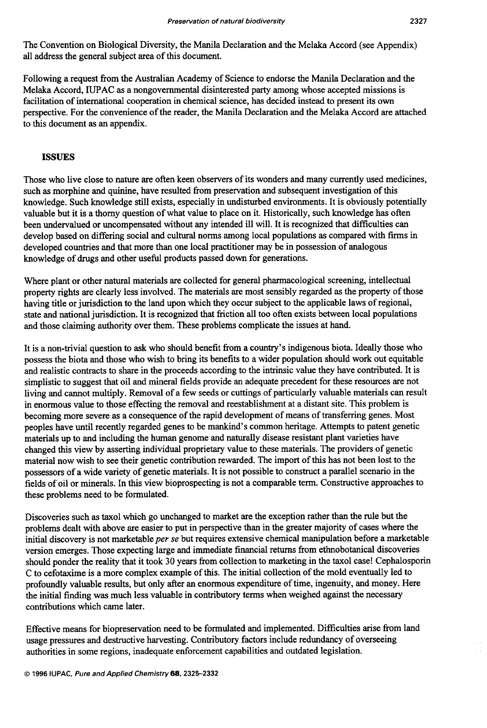The Convention on Biological Diversity, the Manila Declaration and the Melaka Accord (see Appendix) all address the general subject area of this document.

Following a request from the Australian Academy of Science to endorse the Manila Declaration and the Melaka Accord, IUPAC as a nongovernmental disinterested party among whose accepted missions is facilitation of international cooperation in chemical science, has decided instead to present its own perspective. For the convenience of the reader, the Manila Declaration and the Melaka Accord are attached to this document as an appendix.

## ISSUES

Those who live close to nature are often keen observers of its wonders and many currently used medicines, such as morphine and quinine, have resulted from preservation and subsequent investigation of this knowledge. Such knowledge still exists, especially in undisturbed environments. It is obviously potentially valuable but it is a thorny question of what value to place on it. Historically, such knowledge has often been undervalued or uncompensated without any intended ill will. It is recognized that difficulties can develop based on differing social and cultural norms among local populations as compared with firms in developed countries and that more than one local practitioner may be in possession of analogous knowledge of drugs and other useful products passed down for generations.

Where plant or other natural materials are collected for general pharmacological screening, intellectual property rights are clearly less involved. The materials are most sensibly regarded as the property of those having title or jurisdiction to the land upon which they occur subject to the applicable laws of regional, state and national jurisdiction. It is recognized that friction all too often exists between local populations and those claiming authority over them. These problems complicate the issues at hand.

It is a non-trivial question to ask who should benefit from a country's indigenous biota. Ideally those who possess the biota and those who wish to bring its benefits to a wider population should work out equitable and realistic contracts to share in the proceeds according to the intrinsic value they have contributed. It is simplistic to suggest that oil and mineral fields provide an adequate precedent for these resources are not living and cannot multiply. Removal of a few seeds or cuttings of particularly valuable materials can result in enormous value to those effecting the removal and reestablishment at a distant site. This problem is becoming more severe as a consequence of the rapid development of means of transferring genes. Most peoples have until recently regarded genes to be mankind's common heritage. Attempts to patent genetic materials up to and including the human genome and naturally disease resistant plant varieties have changed this view by asserting individual proprietary value to these materials. The providers of genetic material now wish to see their genetic contribution rewarded. The import of this has not been lost to the possessors of a wide variety of genetic materials. It is not possible to construct a parallel scenario in the fields of oil or minerals. In this view bioprospecting is not a comparable term. Constructive approaches to these problems need to be formulated.

Discoveries such as taxol which go unchanged to market are the exception rather than the rule but the problems dealt with above are easier to put in perspective than in the greater majority of cases where the initial discovery is not marketable *per se* but requires extensive chemical manipulation before a marketable version emerges. Those expecting large and immediate financial returns from ethnobotanical discoveries should ponder the reality that it took 30 years from collection to marketing in the taxol case! Cephalosporin C to cefotaxime is a more complex example of this. The initial collection of the mold eventually led to profoundly valuable results, but only after an enormous expenditure of time, ingenuity, and money. Here the initial finding was much less valuable in contributory terms when weighed against the necessary contributions which came later.

Effective means for biopreservation need to be formulated and implemented. Difficulties arise from land usage pressures and destructive harvesting. Contributory factors include redundancy of overseeing authorities in some regions, inadequate enforcement capabilities and outdated legislation.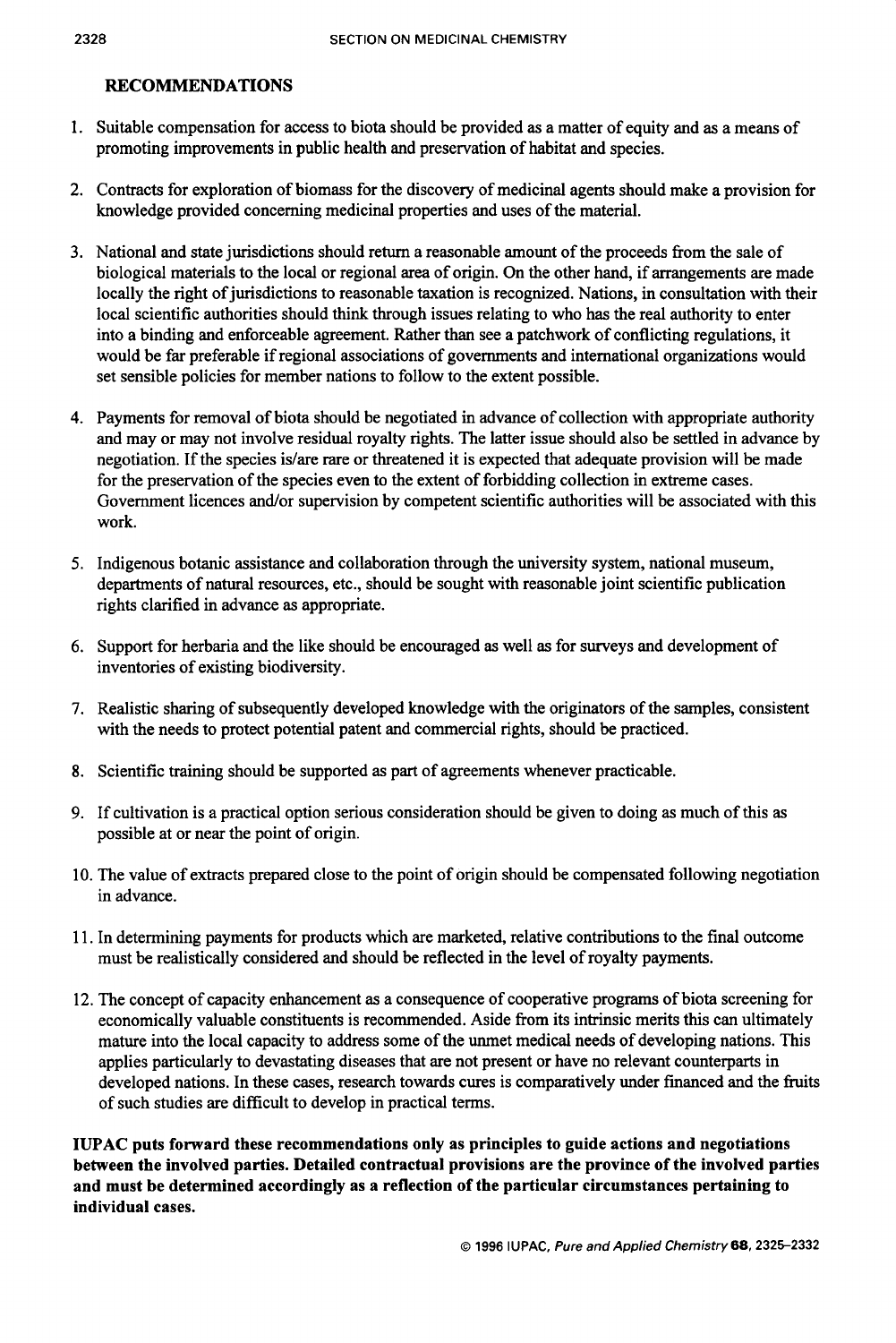## RECOMMENDATIONS

1. Suitable compensation for access to biota should be provided as a matter of equity and as a means of promoting improvements in public health and preservation of habitat and species.

2. Contracts for exploration of biomass for the discovery of medicinal agents should make a provision for knowledge provided concerning medicinal properties and uses of the material.

3. National and state jurisdictions should return a reasonable amount of the proceeds from the sale of biological materials to the local or regional area of origin. On the other hand, if arrangements are made locally the right of jurisdictions to reasonable taxation is recognized. Nations, in consultation with their local scientific authorities should think through issues relating to who has the real authority to enter into a binding and enforceable agreement. Rather than see a patchwork of conflicting regulations, it would be far preferable if regional associations of governments and international organizations would set sensible policies for member nations to follow to the extent possible.

4. Payments for removal of biota should be negotiated in advance of collection with appropriate authority and may or may not involve residual royalty rights. The latter issue should also be settled in advance by negotiation. If the species is/are rare or threatened it is expected that adequate provision will be made for the preservation of the species even to the extent of forbidding collection in extreme cases. Government licences and/or supervision by competent scientific authorities will be associated with this work.

5. Indigenous botanic assistance and collaboration through the university system, national museum, departments of natural resources, etc., should be sought with reasonable joint scientific publication rights clarified in advance as appropriate.

6. Support for herbaria and the like should be encouraged as well as for surveys and development of inventories of existing biodiversity.

7. Realistic sharing of subsequently developed knowledge with the originators of the samples, consistent with the needs to protect potential patent and commercial rights, should be practiced.

8. Scientific training should be supported as part of agreements whenever practicable.

9. If cultivation is a practical option serious consideration should be given to doing as much of this as possible at or near the point of origin.

10. The value of extracts prepared close to the point of origin should be compensated following negotiation in advance.

11. In determining payments for products which are marketed, relative contributions to the final outcome must be realistically considered and should be reflected in the level of royalty payments.

12. The concept of capacity enhancement as a consequence of cooperative programs of biota screening for economically valuable constituents is recommended. Aside from its intrinsic merits this can ultimately mature into the local capacity to address some of the unmet medical needs of developing nations. This applies particularly to devastating diseases that are not present or have no relevant counterparts in developed nations. In these cases, research towards cures is comparatively under financed and the fruits of such studies are difficult to develop in practical terms.

**IUPAC puts forward these recommendations only as principles to guide actions and negotiations between the involved parties. Detailed contractual provisions are the province of the involved parties and must be determined accordingly as a reflection of the particular circumstances pertaining to individual cases.**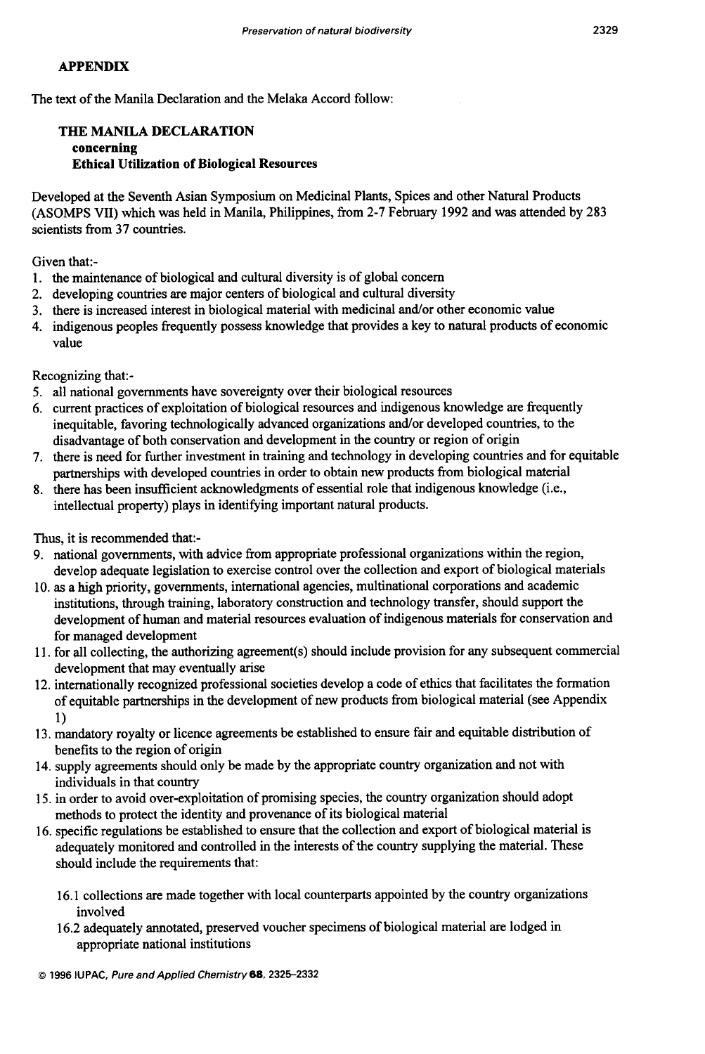## APPENDIX

The text of the Manila Declaration and the Melaka Accord follow:

### THE MANILA DECLARATION
**concerning**
**Ethical Utilization of Biological Resources**

Developed at the Seventh Asian Symposium on Medicinal Plants, Spices and other Natural Products (ASOMPS VII) which was held in Manila, Philippines, from 2-7 February 1992 and was attended by 283 scientists from 37 countries.

Given that:-

1. the maintenance of biological and cultural diversity is of global concern
2. developing countries are major centers of biological and cultural diversity
3. there is increased interest in biological material with medicinal and/or other economic value
4. indigenous peoples frequently possess knowledge that provides a key to natural products of economic value

Recognizing that:-

5. all national governments have sovereignty over their biological resources
6. current practices of exploitation of biological resources and indigenous knowledge are frequently inequitable, favoring technologically advanced organizations and/or developed countries, to the disadvantage of both conservation and development in the country or region of origin
7. there is need for further investment in training and technology in developing countries and for equitable partnerships with developed countries in order to obtain new products from biological material
8. there has been insufficient acknowledgments of essential role that indigenous knowledge (i.e., intellectual property) plays in identifying important natural products.

Thus, it is recommended that:-

9. national governments, with advice from appropriate professional organizations within the region, develop adequate legislation to exercise control over the collection and export of biological materials
10. as a high priority, governments, international agencies, multinational corporations and academic institutions, through training, laboratory construction and technology transfer, should support the development of human and material resources evaluation of indigenous materials for conservation and for managed development
11. for all collecting, the authorizing agreement(s) should include provision for any subsequent commercial development that may eventually arise
12. internationally recognized professional societies develop a code of ethics that facilitates the formation of equitable partnerships in the development of new products from biological material (see Appendix 1)
13. mandatory royalty or licence agreements be established to ensure fair and equitable distribution of benefits to the region of origin
14. supply agreements should only be made by the appropriate country organization and not with individuals in that country
15. in order to avoid over-exploitation of promising species, the country organization should adopt methods to protect the identity and provenance of its biological material
16. specific regulations be established to ensure that the collection and export of biological material is adequately monitored and controlled in the interests of the country supplying the material. These should include the requirements that:

    16.1 collections are made together with local counterparts appointed by the country organizations involved

    16.2 adequately annotated, preserved voucher specimens of biological material are lodged in appropriate national institutions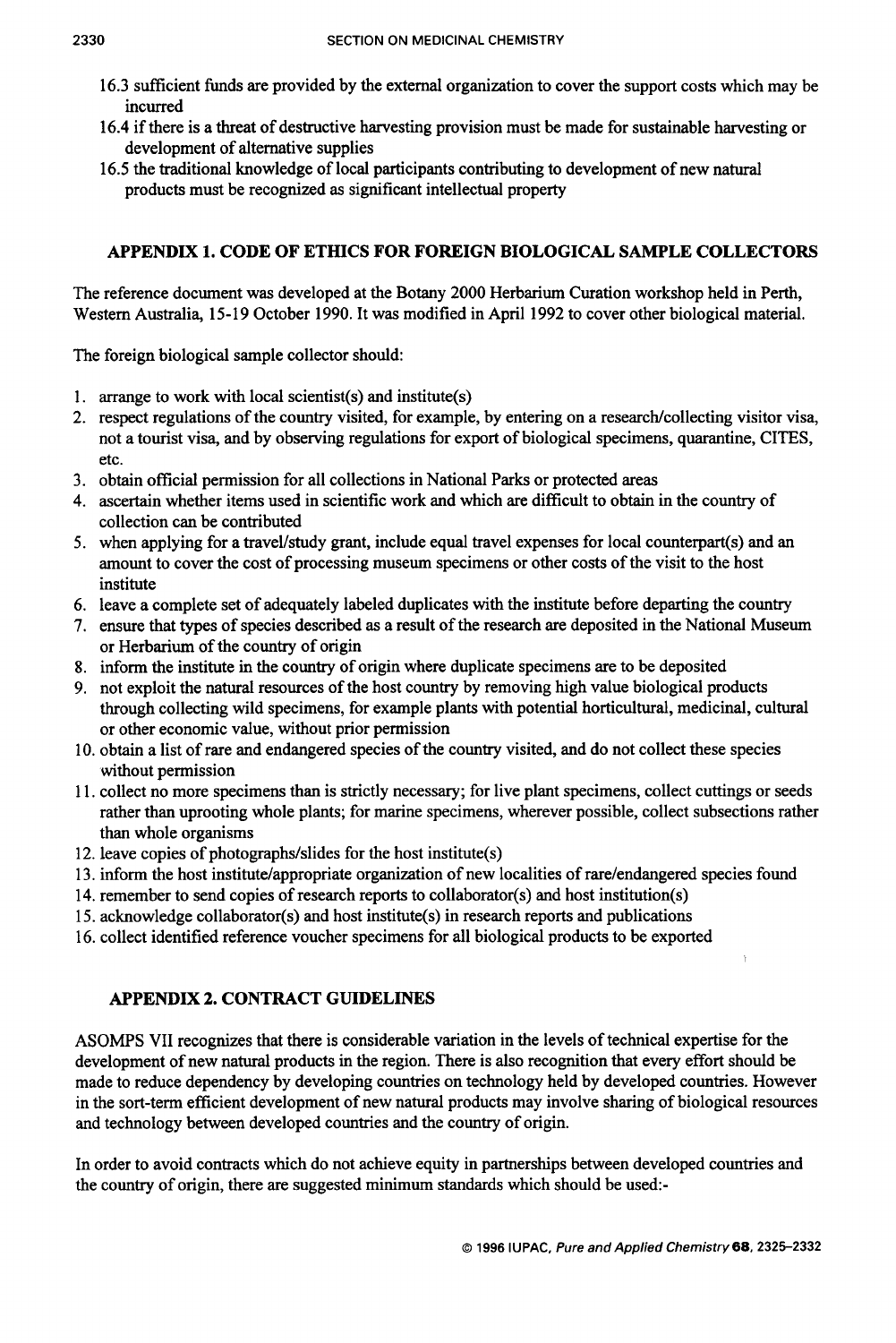16.3 sufficient funds are provided by the external organization to cover the support costs which may be incurred

16.4 if there is a threat of destructive harvesting provision must be made for sustainable harvesting or development of alternative supplies

16.5 the traditional knowledge of local participants contributing to development of new natural products must be recognized as significant intellectual property

## APPENDIX 1. CODE OF ETHICS FOR FOREIGN BIOLOGICAL SAMPLE COLLECTORS

The reference document was developed at the Botany 2000 Herbarium Curation workshop held in Perth, Western Australia, 15-19 October 1990. It was modified in April 1992 to cover other biological material.

The foreign biological sample collector should:

1. arrange to work with local scientist(s) and institute(s)
2. respect regulations of the country visited, for example, by entering on a research/collecting visitor visa, not a tourist visa, and by observing regulations for export of biological specimens, quarantine, CITES, etc.
3. obtain official permission for all collections in National Parks or protected areas
4. ascertain whether items used in scientific work and which are difficult to obtain in the country of collection can be contributed
5. when applying for a travel/study grant, include equal travel expenses for local counterpart(s) and an amount to cover the cost of processing museum specimens or other costs of the visit to the host institute
6. leave a complete set of adequately labeled duplicates with the institute before departing the country
7. ensure that types of species described as a result of the research are deposited in the National Museum or Herbarium of the country of origin
8. inform the institute in the country of origin where duplicate specimens are to be deposited
9. not exploit the natural resources of the host country by removing high value biological products through collecting wild specimens, for example plants with potential horticultural, medicinal, cultural or other economic value, without prior permission
10. obtain a list of rare and endangered species of the country visited, and do not collect these species without permission
11. collect no more specimens than is strictly necessary; for live plant specimens, collect cuttings or seeds rather than uprooting whole plants; for marine specimens, wherever possible, collect subsections rather than whole organisms
12. leave copies of photographs/slides for the host institute(s)
13. inform the host institute/appropriate organization of new localities of rare/endangered species found
14. remember to send copies of research reports to collaborator(s) and host institution(s)
15. acknowledge collaborator(s) and host institute(s) in research reports and publications
16. collect identified reference voucher specimens for all biological products to be exported

## APPENDIX 2. CONTRACT GUIDELINES

ASOMPS VII recognizes that there is considerable variation in the levels of technical expertise for the development of new natural products in the region. There is also recognition that every effort should be made to reduce dependency by developing countries on technology held by developed countries. However in the sort-term efficient development of new natural products may involve sharing of biological resources and technology between developed countries and the country of origin.

In order to avoid contracts which do not achieve equity in partnerships between developed countries and the country of origin, there are suggested minimum standards which should be used:-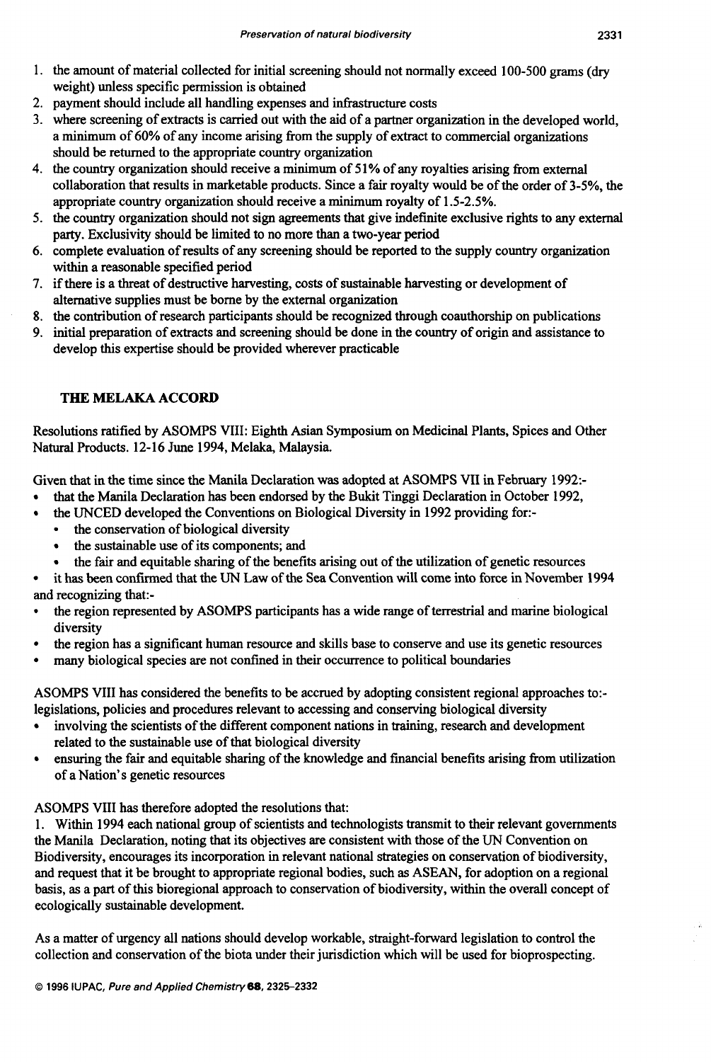1. the amount of material collected for initial screening should not normally exceed 100-500 grams (dry weight) unless specific permission is obtained
2. payment should include all handling expenses and infrastructure costs
3. where screening of extracts is carried out with the aid of a partner organization in the developed world, a minimum of 60% of any income arising from the supply of extract to commercial organizations should be returned to the appropriate country organization
4. the country organization should receive a minimum of 51% of any royalties arising from external collaboration that results in marketable products. Since a fair royalty would be of the order of 3-5%, the appropriate country organization should receive a minimum royalty of 1.5-2.5%.
5. the country organization should not sign agreements that give indefinite exclusive rights to any external party. Exclusivity should be limited to no more than a two-year period
6. complete evaluation of results of any screening should be reported to the supply country organization within a reasonable specified period
7. if there is a threat of destructive harvesting, costs of sustainable harvesting or development of alternative supplies must be borne by the external organization
8. the contribution of research participants should be recognized through coauthorship on publications
9. initial preparation of extracts and screening should be done in the country of origin and assistance to develop this expertise should be provided wherever practicable

## THE MELAKA ACCORD

Resolutions ratified by ASOMPS VIII: Eighth Asian Symposium on Medicinal Plants, Spices and Other Natural Products. 12-16 June 1994, Melaka, Malaysia.

Given that in the time since the Manila Declaration was adopted at ASOMPS VII in February 1992:-

- that the Manila Declaration has been endorsed by the Bukit Tinggi Declaration in October 1992,
- the UNCED developed the Conventions on Biological Diversity in 1992 providing for:-
  - the conservation of biological diversity
  - the sustainable use of its components; and
  - the fair and equitable sharing of the benefits arising out of the utilization of genetic resources
- it has been confirmed that the UN Law of the Sea Convention will come into force in November 1994

and recognizing that:-

- the region represented by ASOMPS participants has a wide range of terrestrial and marine biological diversity
- the region has a significant human resource and skills base to conserve and use its genetic resources
- many biological species are not confined in their occurrence to political boundaries

ASOMPS VIII has considered the benefits to be accrued by adopting consistent regional approaches to:- legislations, policies and procedures relevant to accessing and conserving biological diversity

- involving the scientists of the different component nations in training, research and development related to the sustainable use of that biological diversity
- ensuring the fair and equitable sharing of the knowledge and financial benefits arising from utilization of a Nation's genetic resources

ASOMPS VIII has therefore adopted the resolutions that:

1. Within 1994 each national group of scientists and technologists transmit to their relevant governments the Manila Declaration, noting that its objectives are consistent with those of the UN Convention on Biodiversity, encourages its incorporation in relevant national strategies on conservation of biodiversity, and request that it be brought to appropriate regional bodies, such as ASEAN, for adoption on a regional basis, as a part of this bioregional approach to conservation of biodiversity, within the overall concept of ecologically sustainable development.

As a matter of urgency all nations should develop workable, straight-forward legislation to control the collection and conservation of the biota under their jurisdiction which will be used for bioprospecting.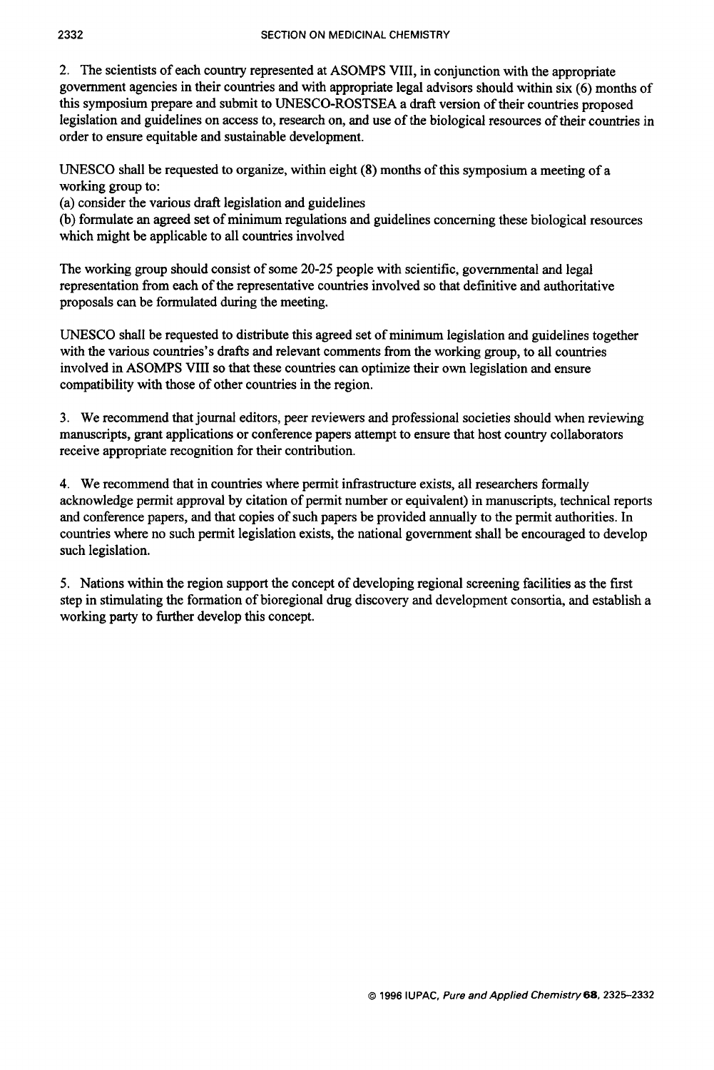2. The scientists of each country represented at ASOMPS VIII, in conjunction with the appropriate government agencies in their countries and with appropriate legal advisors should within six (6) months of this symposium prepare and submit to UNESCO-ROSTSEA a draft version of their countries proposed legislation and guidelines on access to, research on, and use of the biological resources of their countries in order to ensure equitable and sustainable development.

UNESCO shall be requested to organize, within eight (8) months of this symposium a meeting of a working group to:
(a) consider the various draft legislation and guidelines
(b) formulate an agreed set of minimum regulations and guidelines concerning these biological resources which might be applicable to all countries involved

The working group should consist of some 20-25 people with scientific, governmental and legal representation from each of the representative countries involved so that definitive and authoritative proposals can be formulated during the meeting.

UNESCO shall be requested to distribute this agreed set of minimum legislation and guidelines together with the various countries's drafts and relevant comments from the working group, to all countries involved in ASOMPS VIII so that these countries can optimize their own legislation and ensure compatibility with those of other countries in the region.

3. We recommend that journal editors, peer reviewers and professional societies should when reviewing manuscripts, grant applications or conference papers attempt to ensure that host country collaborators receive appropriate recognition for their contribution.

4. We recommend that in countries where permit infrastructure exists, all researchers formally acknowledge permit approval by citation of permit number or equivalent) in manuscripts, technical reports and conference papers, and that copies of such papers be provided annually to the permit authorities. In countries where no such permit legislation exists, the national government shall be encouraged to develop such legislation.

5. Nations within the region support the concept of developing regional screening facilities as the first step in stimulating the formation of bioregional drug discovery and development consortia, and establish a working party to further develop this concept.